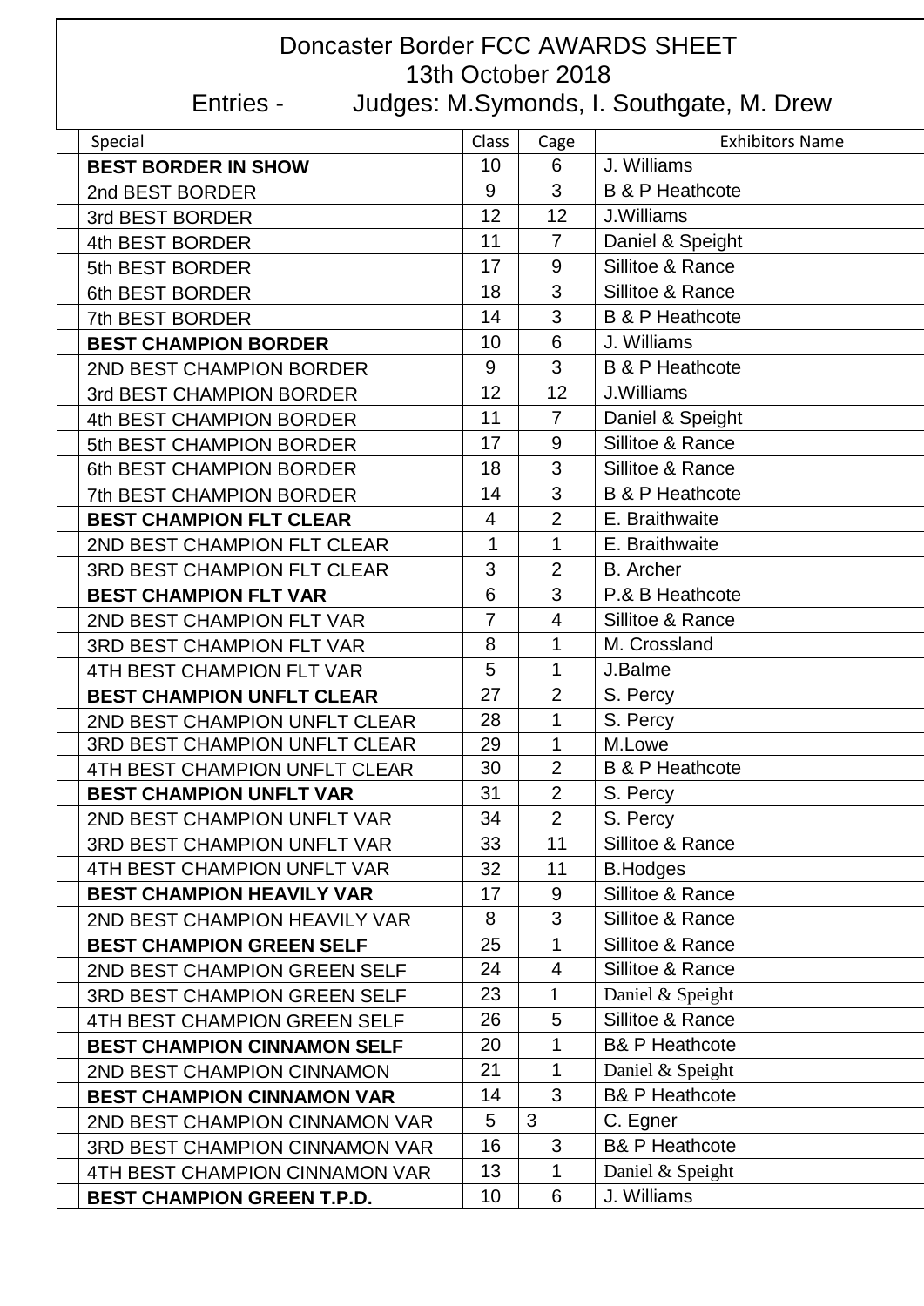# Doncaster Border FCC AWARDS SHEET

## 13th October 2018

## Entries - Judges: M.Symonds, I. Southgate, M. Drew

| Special | Class | Cage | Exhibitors Name |
|---|---|---|---|
| **BEST BORDER IN SHOW** | 10 | 6 | J. Williams |
| 2nd BEST BORDER | 9 | 3 | B & P Heathcote |
| 3rd BEST BORDER | 12 | 12 | J.Williams |
| 4th BEST BORDER | 11 | 7 | Daniel & Speight |
| 5th BEST BORDER | 17 | 9 | Sillitoe & Rance |
| 6th BEST BORDER | 18 | 3 | Sillitoe & Rance |
| 7th BEST BORDER | 14 | 3 | B & P Heathcote |
| **BEST CHAMPION BORDER** | 10 | 6 | J. Williams |
| 2ND BEST CHAMPION BORDER | 9 | 3 | B & P Heathcote |
| 3rd BEST CHAMPION BORDER | 12 | 12 | J.Williams |
| 4th BEST CHAMPION BORDER | 11 | 7 | Daniel & Speight |
| 5th BEST CHAMPION BORDER | 17 | 9 | Sillitoe & Rance |
| 6th BEST CHAMPION BORDER | 18 | 3 | Sillitoe & Rance |
| 7th BEST CHAMPION BORDER | 14 | 3 | B & P Heathcote |
| **BEST CHAMPION FLT CLEAR** | 4 | 2 | E. Braithwaite |
| 2ND BEST CHAMPION FLT CLEAR | 1 | 1 | E. Braithwaite |
| 3RD BEST CHAMPION FLT CLEAR | 3 | 2 | B. Archer |
| **BEST CHAMPION FLT VAR** | 6 | 3 | P.& B Heathcote |
| 2ND BEST CHAMPION FLT VAR | 7 | 4 | Sillitoe & Rance |
| 3RD BEST CHAMPION FLT VAR | 8 | 1 | M. Crossland |
| 4TH BEST CHAMPION FLT VAR | 5 | 1 | J.Balme |
| **BEST CHAMPION UNFLT CLEAR** | 27 | 2 | S. Percy |
| 2ND BEST CHAMPION UNFLT CLEAR | 28 | 1 | S. Percy |
| 3RD BEST CHAMPION UNFLT CLEAR | 29 | 1 | M.Lowe |
| 4TH BEST CHAMPION UNFLT CLEAR | 30 | 2 | B & P Heathcote |
| **BEST CHAMPION UNFLT VAR** | 31 | 2 | S. Percy |
| 2ND BEST CHAMPION UNFLT VAR | 34 | 2 | S. Percy |
| 3RD BEST CHAMPION UNFLT VAR | 33 | 11 | Sillitoe & Rance |
| 4TH BEST CHAMPION UNFLT VAR | 32 | 11 | B.Hodges |
| **BEST CHAMPION HEAVILY VAR** | 17 | 9 | Sillitoe & Rance |
| 2ND BEST CHAMPION HEAVILY VAR | 8 | 3 | Sillitoe & Rance |
| **BEST CHAMPION GREEN SELF** | 25 | 1 | Sillitoe & Rance |
| 2ND BEST CHAMPION GREEN SELF | 24 | 4 | Sillitoe & Rance |
| 3RD BEST CHAMPION GREEN SELF | 23 | 1 | Daniel & Speight |
| 4TH BEST CHAMPION GREEN SELF | 26 | 5 | Sillitoe & Rance |
| **BEST CHAMPION CINNAMON SELF** | 20 | 1 | B& P Heathcote |
| 2ND BEST CHAMPION CINNAMON | 21 | 1 | Daniel & Speight |
| **BEST CHAMPION CINNAMON VAR** | 14 | 3 | B& P Heathcote |
| 2ND BEST CHAMPION CINNAMON VAR | 5 | 3 | C. Egner |
| 3RD BEST CHAMPION CINNAMON VAR | 16 | 3 | B& P Heathcote |
| 4TH BEST CHAMPION CINNAMON VAR | 13 | 1 | Daniel & Speight |
| **BEST CHAMPION GREEN T.P.D.** | 10 | 6 | J. Williams |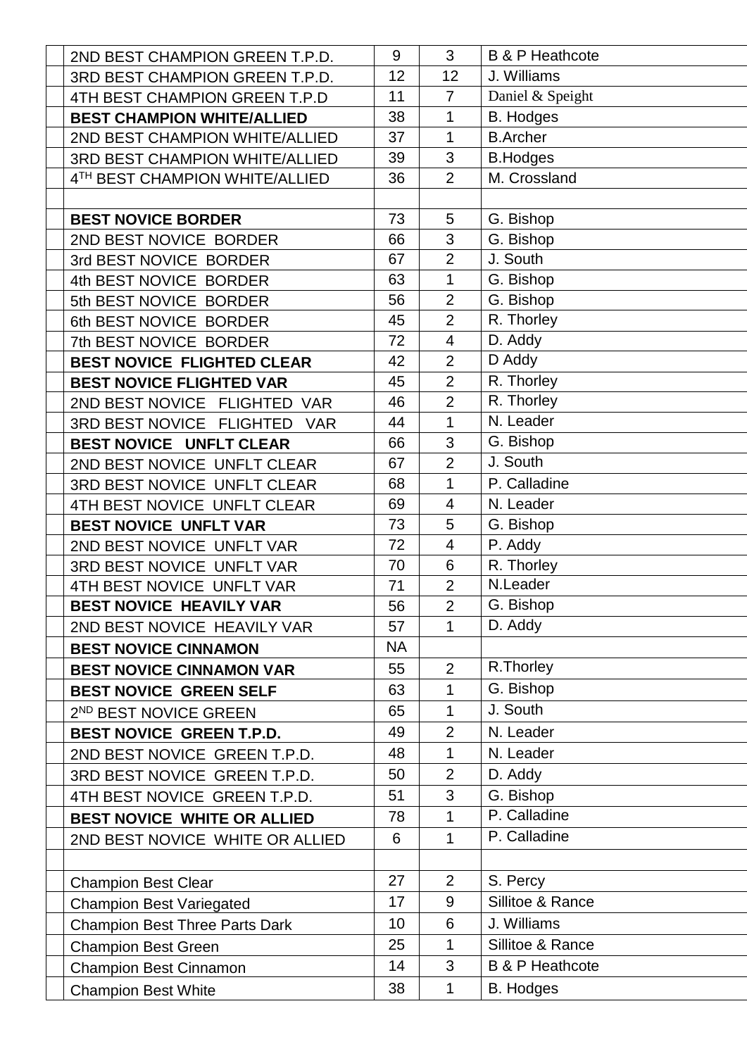| | | | | |
|---|---|---|---|---|
| | 2ND BEST CHAMPION GREEN T.P.D. | 9 | 3 | B & P Heathcote |
| | 3RD BEST CHAMPION GREEN T.P.D. | 12 | 12 | J. Williams |
| | 4TH BEST CHAMPION GREEN T.P.D | 11 | 7 | Daniel & Speight |
| | **BEST CHAMPION WHITE/ALLIED** | 38 | 1 | B. Hodges |
| | 2ND BEST CHAMPION WHITE/ALLIED | 37 | 1 | B.Archer |
| | 3RD BEST CHAMPION WHITE/ALLIED | 39 | 3 | B.Hodges |
| | 4TH BEST CHAMPION WHITE/ALLIED | 36 | 2 | M. Crossland |
| | | | | |
| | **BEST NOVICE BORDER** | 73 | 5 | G. Bishop |
| | 2ND BEST NOVICE BORDER | 66 | 3 | G. Bishop |
| | 3rd BEST NOVICE BORDER | 67 | 2 | J. South |
| | 4th BEST NOVICE BORDER | 63 | 1 | G. Bishop |
| | 5th BEST NOVICE BORDER | 56 | 2 | G. Bishop |
| | 6th BEST NOVICE BORDER | 45 | 2 | R. Thorley |
| | 7th BEST NOVICE BORDER | 72 | 4 | D. Addy |
| | **BEST NOVICE FLIGHTED CLEAR** | 42 | 2 | D Addy |
| | **BEST NOVICE FLIGHTED VAR** | 45 | 2 | R. Thorley |
| | 2ND BEST NOVICE FLIGHTED VAR | 46 | 2 | R. Thorley |
| | 3RD BEST NOVICE FLIGHTED VAR | 44 | 1 | N. Leader |
| | **BEST NOVICE UNFLT CLEAR** | 66 | 3 | G. Bishop |
| | 2ND BEST NOVICE UNFLT CLEAR | 67 | 2 | J. South |
| | 3RD BEST NOVICE UNFLT CLEAR | 68 | 1 | P. Calladine |
| | 4TH BEST NOVICE UNFLT CLEAR | 69 | 4 | N. Leader |
| | **BEST NOVICE UNFLT VAR** | 73 | 5 | G. Bishop |
| | 2ND BEST NOVICE UNFLT VAR | 72 | 4 | P. Addy |
| | 3RD BEST NOVICE UNFLT VAR | 70 | 6 | R. Thorley |
| | 4TH BEST NOVICE UNFLT VAR | 71 | 2 | N.Leader |
| | **BEST NOVICE HEAVILY VAR** | 56 | 2 | G. Bishop |
| | 2ND BEST NOVICE HEAVILY VAR | 57 | 1 | D. Addy |
| | **BEST NOVICE CINNAMON** | NA | | |
| | **BEST NOVICE CINNAMON VAR** | 55 | 2 | R.Thorley |
| | **BEST NOVICE GREEN SELF** | 63 | 1 | G. Bishop |
| | 2ND BEST NOVICE GREEN | 65 | 1 | J. South |
| | **BEST NOVICE GREEN T.P.D.** | 49 | 2 | N. Leader |
| | 2ND BEST NOVICE GREEN T.P.D. | 48 | 1 | N. Leader |
| | 3RD BEST NOVICE GREEN T.P.D. | 50 | 2 | D. Addy |
| | 4TH BEST NOVICE GREEN T.P.D. | 51 | 3 | G. Bishop |
| | **BEST NOVICE WHITE OR ALLIED** | 78 | 1 | P. Calladine |
| | 2ND BEST NOVICE WHITE OR ALLIED | 6 | 1 | P. Calladine |
| | | | | |
| | Champion Best Clear | 27 | 2 | S. Percy |
| | Champion Best Variegated | 17 | 9 | Sillitoe & Rance |
| | Champion Best Three Parts Dark | 10 | 6 | J. Williams |
| | Champion Best Green | 25 | 1 | Sillitoe & Rance |
| | Champion Best Cinnamon | 14 | 3 | B & P Heathcote |
| | Champion Best White | 38 | 1 | B. Hodges |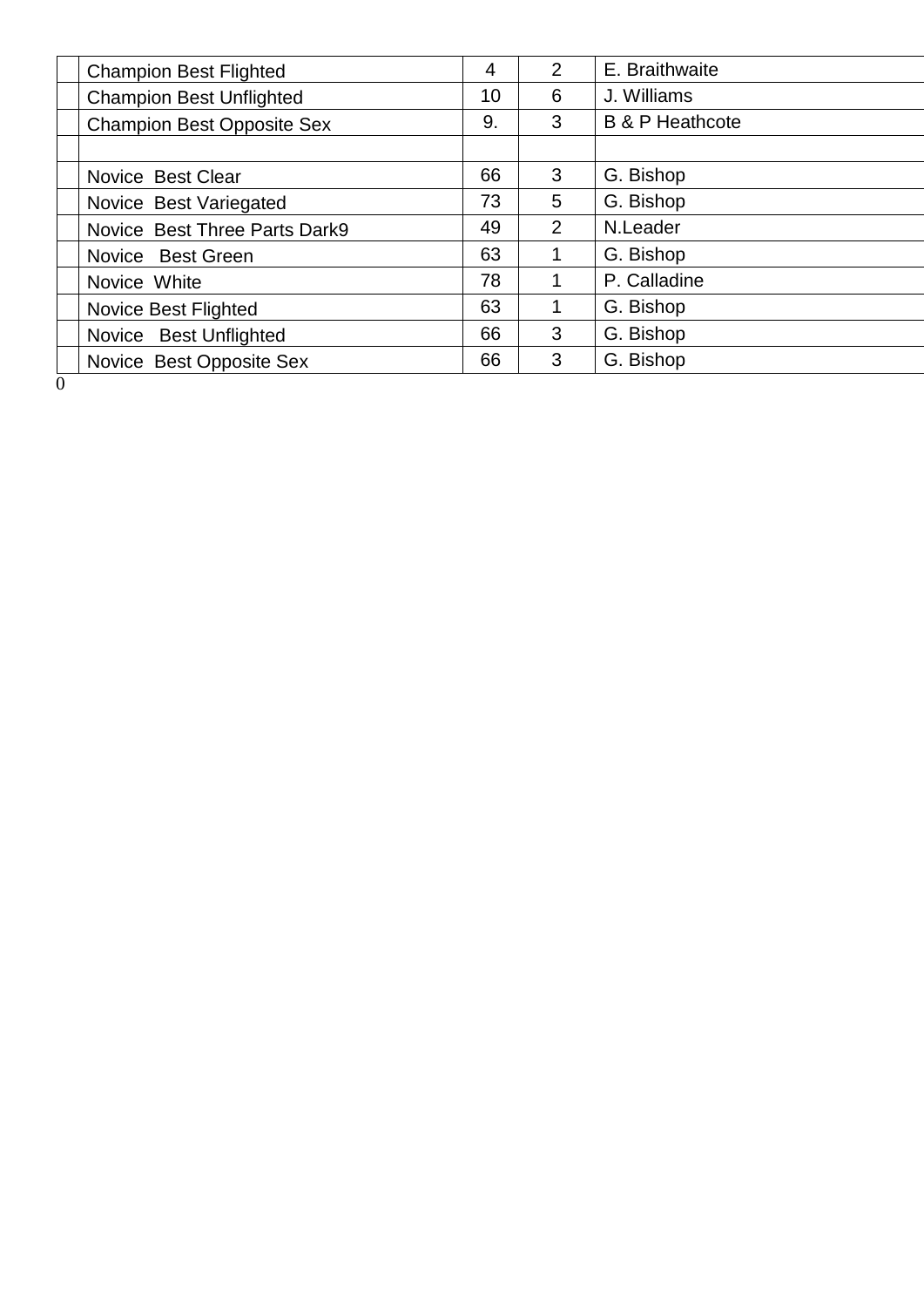| | | | | |
|---|---|---|---|---|
| | Champion Best Flighted | 4 | 2 | E. Braithwaite |
| | Champion Best Unflighted | 10 | 6 | J. Williams |
| | Champion Best Opposite Sex | 9. | 3 | B & P Heathcote |
| | | | | |
| | Novice  Best Clear | 66 | 3 | G. Bishop |
| | Novice  Best Variegated | 73 | 5 | G. Bishop |
| | Novice  Best Three Parts Dark9 | 49 | 2 | N.Leader |
| | Novice   Best Green | 63 | 1 | G. Bishop |
| | Novice  White | 78 | 1 | P. Calladine |
| | Novice Best Flighted | 63 | 1 | G. Bishop |
| | Novice   Best Unflighted | 66 | 3 | G. Bishop |
| | Novice  Best Opposite Sex | 66 | 3 | G. Bishop |

0